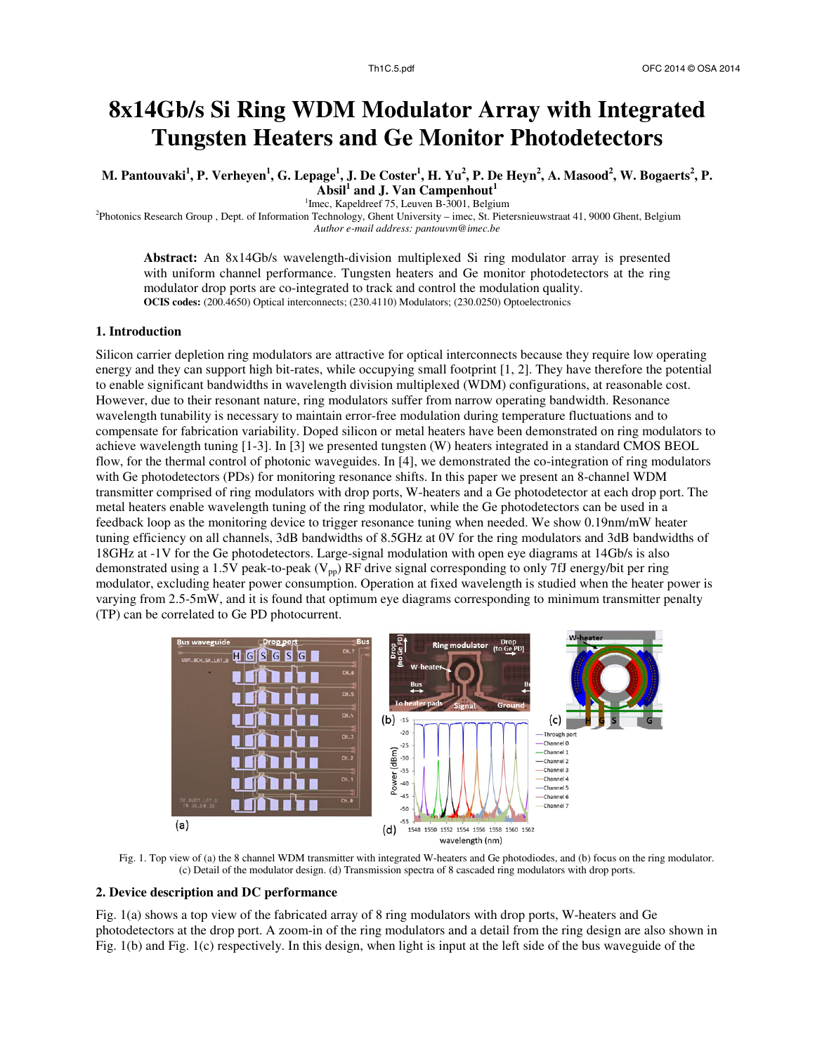# 8x14Gb/s Si Ring WDM Modulator Array with Integrated Tungsten Heaters and Ge Monitor Photodetectors

**M. Pantouvaki[1], P. Verheyen[1], G. Lepage[1], J. De Coster[1], H. Yu[2], P. De Heyn[2], A. Masood[2], W. Bogaerts[2], P. Absil[1] and J. Van Campenhout[1]**

[1]Imec, Kapeldreef 75, Leuven B-3001, Belgium

[2]Photonics Research Group , Dept. of Information Technology, Ghent University – imec, St. Pietersnieuwstraat 41, 9000 Ghent, Belgium

*Author e-mail address: pantouvm@imec.be*

**Abstract:** An 8x14Gb/s wavelength-division multiplexed Si ring modulator array is presented with uniform channel performance. Tungsten heaters and Ge monitor photodetectors at the ring modulator drop ports are co-integrated to track and control the modulation quality.

**OCIS codes:** (200.4650) Optical interconnects; (230.4110) Modulators; (230.0250) Optoelectronics

## 1. Introduction

Silicon carrier depletion ring modulators are attractive for optical interconnects because they require low operating energy and they can support high bit-rates, while occupying small footprint [1, 2]. They have therefore the potential to enable significant bandwidths in wavelength division multiplexed (WDM) configurations, at reasonable cost. However, due to their resonant nature, ring modulators suffer from narrow operating bandwidth. Resonance wavelength tunability is necessary to maintain error-free modulation during temperature fluctuations and to compensate for fabrication variability. Doped silicon or metal heaters have been demonstrated on ring modulators to achieve wavelength tuning [1-3]. In [3] we presented tungsten (W) heaters integrated in a standard CMOS BEOL flow, for the thermal control of photonic waveguides. In [4], we demonstrated the co-integration of ring modulators with Ge photodetectors (PDs) for monitoring resonance shifts. In this paper we present an 8-channel WDM transmitter comprised of ring modulators with drop ports, W-heaters and a Ge photodetector at each drop port. The metal heaters enable wavelength tuning of the ring modulator, while the Ge photodetectors can be used in a feedback loop as the monitoring device to trigger resonance tuning when needed. We show 0.19nm/mW heater tuning efficiency on all channels, 3dB bandwidths of 8.5GHz at 0V for the ring modulators and 3dB bandwidths of 18GHz at -1V for the Ge photodetectors. Large-signal modulation with open eye diagrams at 14Gb/s is also demonstrated using a 1.5V peak-to-peak ($V_{pp}$) RF drive signal corresponding to only 7fJ energy/bit per ring modulator, excluding heater power consumption. Operation at fixed wavelength is studied when the heater power is varying from 2.5-5mW, and it is found that optimum eye diagrams corresponding to minimum transmitter penalty (TP) can be correlated to Ge PD photocurrent.

Fig. 1. Top view of (a) the 8 channel WDM transmitter with integrated W-heaters and Ge photodiodes, and (b) focus on the ring modulator. (c) Detail of the modulator design. (d) Transmission spectra of 8 cascaded ring modulators with drop ports.

## 2. Device description and DC performance

Fig. 1(a) shows a top view of the fabricated array of 8 ring modulators with drop ports, W-heaters and Ge photodetectors at the drop port. A zoom-in of the ring modulators and a detail from the ring design are also shown in Fig. 1(b) and Fig. 1(c) respectively. In this design, when light is input at the left side of the bus waveguide of the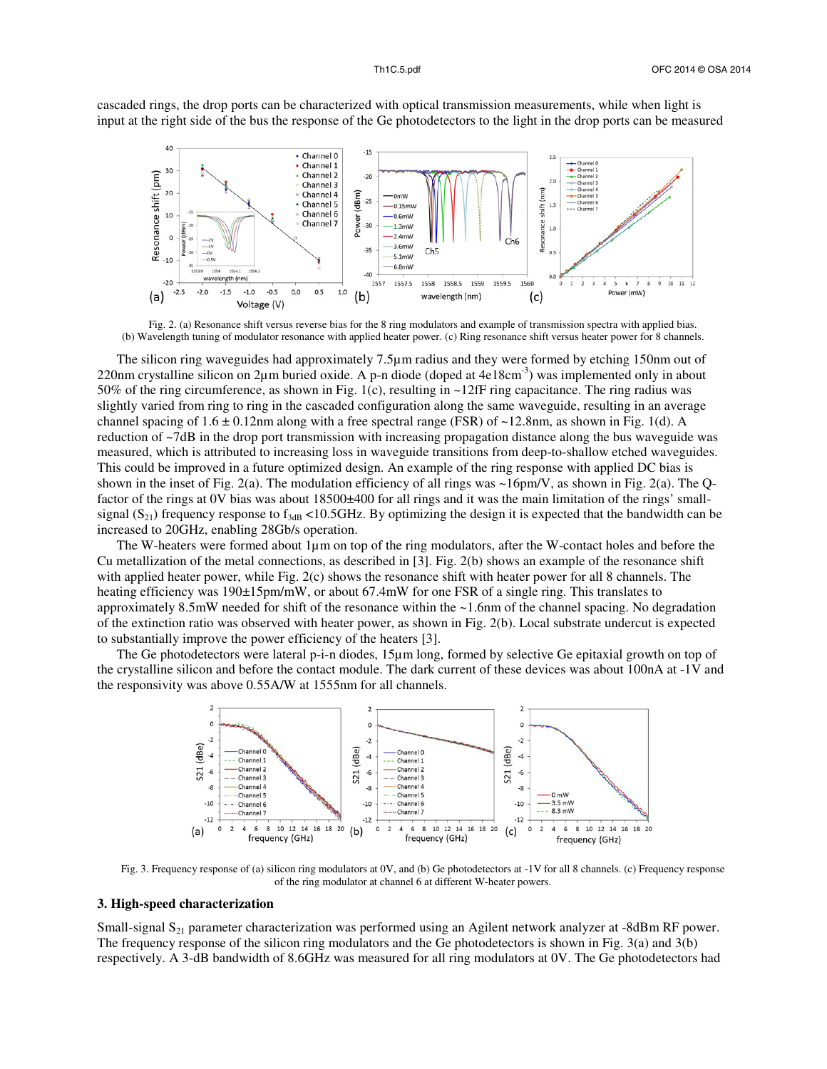cascaded rings, the drop ports can be characterized with optical transmission measurements, while when light is input at the right side of the bus the response of the Ge photodetectors to the light in the drop ports can be measured

Fig. 2. (a) Resonance shift versus reverse bias for the 8 ring modulators and example of transmission spectra with applied bias. (b) Wavelength tuning of modulator resonance with applied heater power. (c) Ring resonance shift versus heater power for 8 channels.

The silicon ring waveguides had approximately 7.5µm radius and they were formed by etching 150nm out of 220nm crystalline silicon on 2µm buried oxide. A p-n diode (doped at 4e18cm$^{-3}$) was implemented only in about 50% of the ring circumference, as shown in Fig. 1(c), resulting in ~12fF ring capacitance. The ring radius was slightly varied from ring to ring in the cascaded configuration along the same waveguide, resulting in an average channel spacing of 1.6 ± 0.12nm along with a free spectral range (FSR) of ~12.8nm, as shown in Fig. 1(d). A reduction of ~7dB in the drop port transmission with increasing propagation distance along the bus waveguide was measured, which is attributed to increasing loss in waveguide transitions from deep-to-shallow etched waveguides. This could be improved in a future optimized design. An example of the ring response with applied DC bias is shown in the inset of Fig. 2(a). The modulation efficiency of all rings was ~16pm/V, as shown in Fig. 2(a). The Q-factor of the rings at 0V bias was about 18500±400 for all rings and it was the main limitation of the rings' small-signal ($S_{21}$) frequency response to $f_{3dB}$ <10.5GHz. By optimizing the design it is expected that the bandwidth can be increased to 20GHz, enabling 28Gb/s operation.

The W-heaters were formed about 1µm on top of the ring modulators, after the W-contact holes and before the Cu metallization of the metal connections, as described in [3]. Fig. 2(b) shows an example of the resonance shift with applied heater power, while Fig. 2(c) shows the resonance shift with heater power for all 8 channels. The heating efficiency was 190±15pm/mW, or about 67.4mW for one FSR of a single ring. This translates to approximately 8.5mW needed for shift of the resonance within the ~1.6nm of the channel spacing. No degradation of the extinction ratio was observed with heater power, as shown in Fig. 2(b). Local substrate undercut is expected to substantially improve the power efficiency of the heaters [3].

The Ge photodetectors were lateral p-i-n diodes, 15µm long, formed by selective Ge epitaxial growth on top of the crystalline silicon and before the contact module. The dark current of these devices was about 100nA at -1V and the responsivity was above 0.55A/W at 1555nm for all channels.

Fig. 3. Frequency response of (a) silicon ring modulators at 0V, and (b) Ge photodetectors at -1V for all 8 channels. (c) Frequency response of the ring modulator at channel 6 at different W-heater powers.

### 3. High-speed characterization

Small-signal $S_{21}$ parameter characterization was performed using an Agilent network analyzer at -8dBm RF power. The frequency response of the silicon ring modulators and the Ge photodetectors is shown in Fig. 3(a) and 3(b) respectively. A 3-dB bandwidth of 8.6GHz was measured for all ring modulators at 0V. The Ge photodetectors had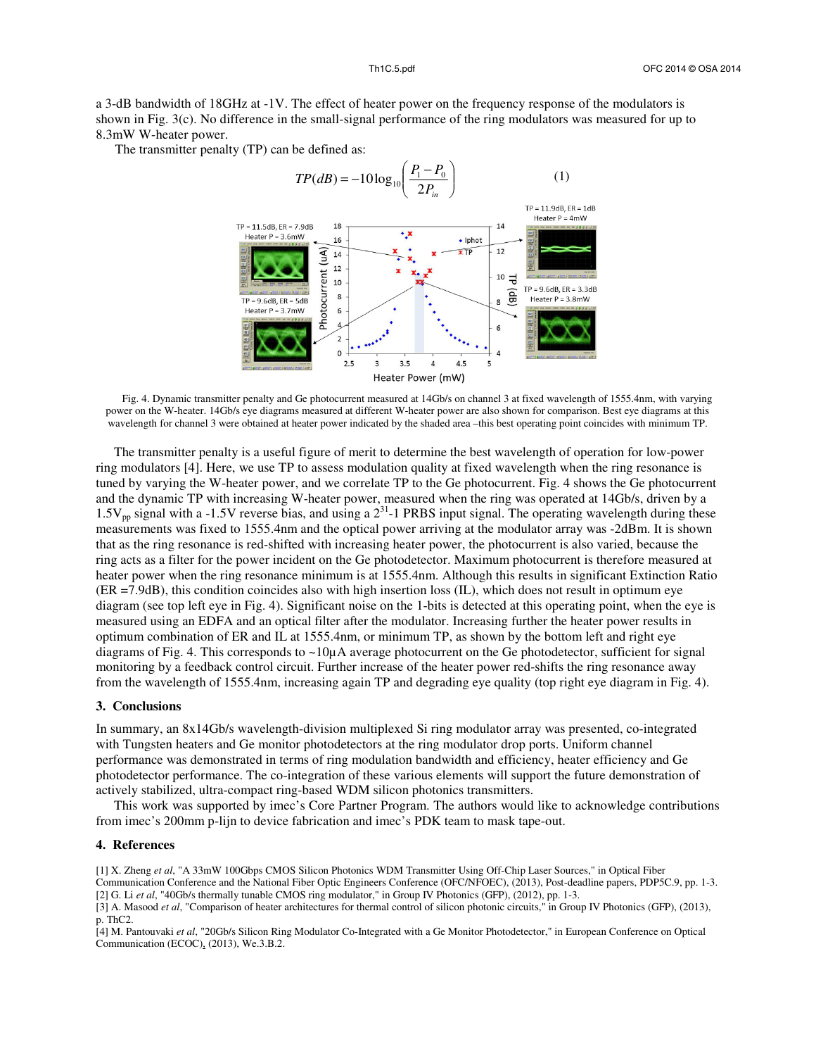a 3-dB bandwidth of 18GHz at -1V. The effect of heater power on the frequency response of the modulators is shown in Fig. 3(c). No difference in the small-signal performance of the ring modulators was measured for up to 8.3mW W-heater power.

The transmitter penalty (TP) can be defined as:

$$TP(dB) = -10\log_{10}\left(\frac{P_1 - P_0}{2P_{in}}\right) \tag{1}$$

TP = 11.5dB, ER = 7.9dB
Heater P = 3.6mW

TP = 9.6dB, ER = 5dB
Heater P = 3.7mW

TP = 11.9dB, ER = 1dB
Heater P = 4mW

TP = 9.6dB, ER = 3.3dB
Heater P = 3.8mW

Photocurrent (uA)
18
16
14
12
10
8
6
4
2
0

TP (dB)
14
12
10
8
6
4

Iphot
TP

2.5
3
3.5
4
4.5
5

Heater Power (mW)

Fig. 4. Dynamic transmitter penalty and Ge photocurrent measured at 14Gb/s on channel 3 at fixed wavelength of 1555.4nm, with varying power on the W-heater. 14Gb/s eye diagrams measured at different W-heater power are also shown for comparison. Best eye diagrams at this wavelength for channel 3 were obtained at heater power indicated by the shaded area –this best operating point coincides with minimum TP.

The transmitter penalty is a useful figure of merit to determine the best wavelength of operation for low-power ring modulators [4]. Here, we use TP to assess modulation quality at fixed wavelength when the ring resonance is tuned by varying the W-heater power, and we correlate TP to the Ge photocurrent. Fig. 4 shows the Ge photocurrent and the dynamic TP with increasing W-heater power, measured when the ring was operated at 14Gb/s, driven by a $1.5V_{pp}$ signal with a -1.5V reverse bias, and using a $2^{31}$-1 PRBS input signal. The operating wavelength during these measurements was fixed to 1555.4nm and the optical power arriving at the modulator array was -2dBm. It is shown that as the ring resonance is red-shifted with increasing heater power, the photocurrent is also varied, because the ring acts as a filter for the power incident on the Ge photodetector. Maximum photocurrent is therefore measured at heater power when the ring resonance minimum is at 1555.4nm. Although this results in significant Extinction Ratio (ER =7.9dB), this condition coincides also with high insertion loss (IL), which does not result in optimum eye diagram (see top left eye in Fig. 4). Significant noise on the 1-bits is detected at this operating point, when the eye is measured using an EDFA and an optical filter after the modulator. Increasing further the heater power results in optimum combination of ER and IL at 1555.4nm, or minimum TP, as shown by the bottom left and right eye diagrams of Fig. 4. This corresponds to ~10μA average photocurrent on the Ge photodetector, sufficient for signal monitoring by a feedback control circuit. Further increase of the heater power red-shifts the ring resonance away from the wavelength of 1555.4nm, increasing again TP and degrading eye quality (top right eye diagram in Fig. 4).

## 3. Conclusions

In summary, an 8x14Gb/s wavelength-division multiplexed Si ring modulator array was presented, co-integrated with Tungsten heaters and Ge monitor photodetectors at the ring modulator drop ports. Uniform channel performance was demonstrated in terms of ring modulation bandwidth and efficiency, heater efficiency and Ge photodetector performance. The co-integration of these various elements will support the future demonstration of actively stabilized, ultra-compact ring-based WDM silicon photonics transmitters.

This work was supported by imec's Core Partner Program. The authors would like to acknowledge contributions from imec's 200mm p-lijn to device fabrication and imec's PDK team to mask tape-out.

## 4. References

[1] X. Zheng *et al*, "A 33mW 100Gbps CMOS Silicon Photonics WDM Transmitter Using Off-Chip Laser Sources," in Optical Fiber Communication Conference and the National Fiber Optic Engineers Conference (OFC/NFOEC), (2013), Post-deadline papers, PDP5C.9, pp. 1-3.
[2] G. Li *et al*, "40Gb/s thermally tunable CMOS ring modulator," in Group IV Photonics (GFP), (2012), pp. 1-3.
[3] A. Masood *et al*, "Comparison of heater architectures for thermal control of silicon photonic circuits," in Group IV Photonics (GFP), (2013), p. ThC2.
[4] M. Pantouvaki *et al*, "20Gb/s Silicon Ring Modulator Co-Integrated with a Ge Monitor Photodetector," in European Conference on Optical Communication (ECOC), (2013), We.3.B.2.